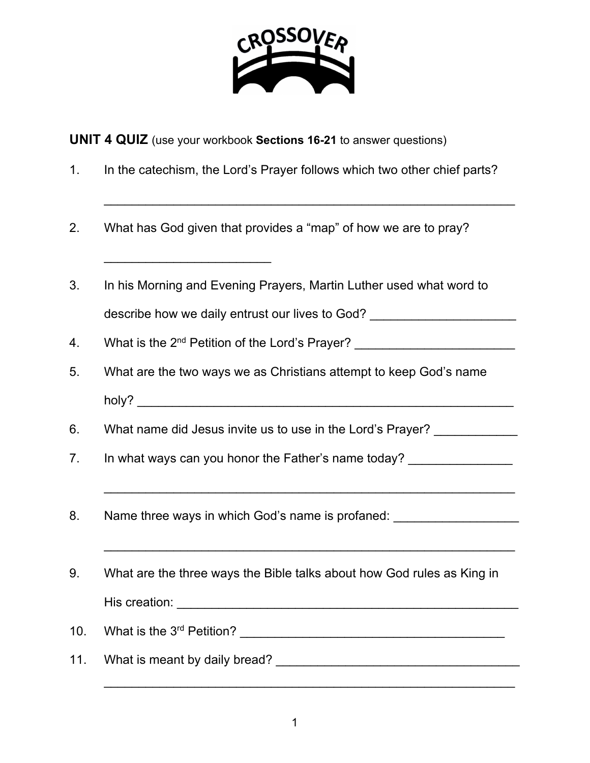CROSSOVER

**UNIT 4 QUIZ** (use your workbook **Sections 16-21** to answer questions)

1. In the catechism, the Lord's Prayer follows which two other chief parts?

   ______________________________________________________________

2. What has God given that provides a "map" of how we are to pray?

   ________________________

3. In his Morning and Evening Prayers, Martin Luther used what word to describe how we daily entrust our lives to God? ____________________

4. What is the 2nd Petition of the Lord's Prayer? ______________________

5. What are the two ways we as Christians attempt to keep God's name holy? ______________________________________________________

6. What name did Jesus invite us to use in the Lord's Prayer? ___________

7. In what ways can you honor the Father's name today? ______________

   ______________________________________________________________

8. Name three ways in which God's name is profaned: _________________

   ______________________________________________________________

9. What are the three ways the Bible talks about how God rules as King in His creation: __________________________________________________

10. What is the 3rd Petition? ______________________________________

11. What is meant by daily bread? ___________________________________

    ______________________________________________________________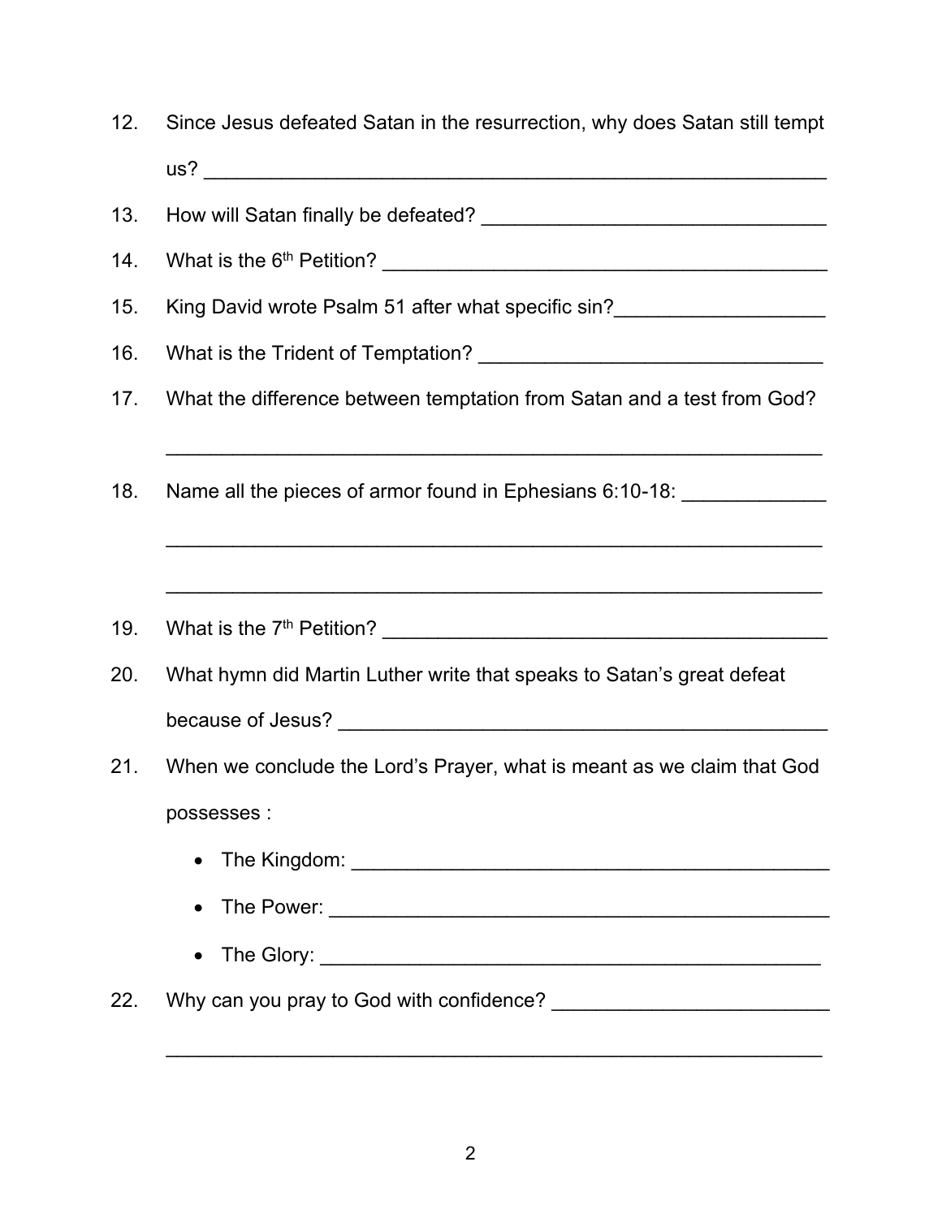12. Since Jesus defeated Satan in the resurrection, why does Satan still tempt us? ________________________________________________________

13. How will Satan finally be defeated? ________________________________

14. What is the 6th Petition? __________________________________________

15. King David wrote Psalm 51 after what specific sin?___________________

16. What is the Trident of Temptation? ________________________________

17. What the difference between temptation from Satan and a test from God?

    ______________________________________________________________

18. Name all the pieces of armor found in Ephesians 6:10-18: _____________

    ______________________________________________________________

    ______________________________________________________________

19. What is the 7th Petition? __________________________________________

20. What hymn did Martin Luther write that speaks to Satan's great defeat because of Jesus? ______________________________________________

21. When we conclude the Lord's Prayer, what is meant as we claim that God possesses :

    - The Kingdom: ____________________________________________
    - The Power: _______________________________________________
    - The Glory: _______________________________________________

22. Why can you pray to God with confidence? _________________________

    ______________________________________________________________